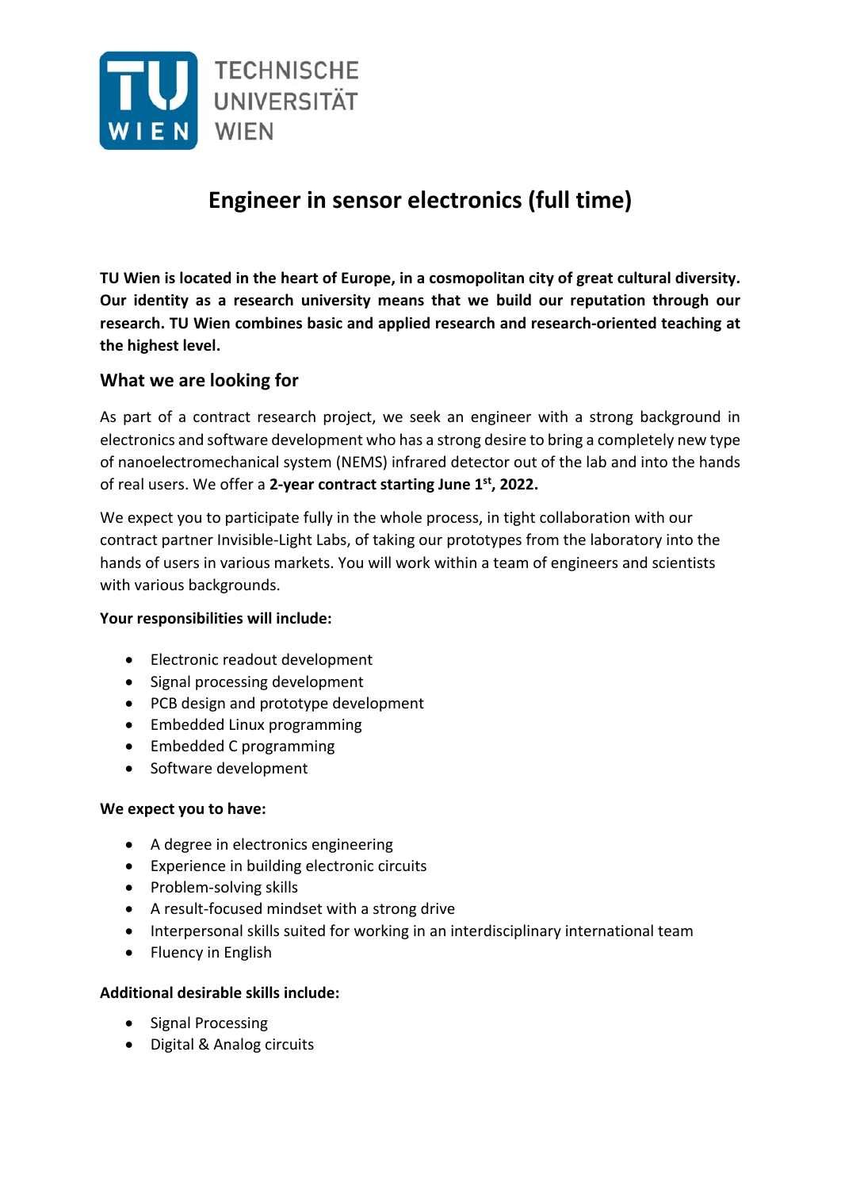TECHNISCHE UNIVERSITÄT WIEN

# Engineer in sensor electronics (full time)

**TU Wien is located in the heart of Europe, in a cosmopolitan city of great cultural diversity. Our identity as a research university means that we build our reputation through our research. TU Wien combines basic and applied research and research-oriented teaching at the highest level.**

## What we are looking for

As part of a contract research project, we seek an engineer with a strong background in electronics and software development who has a strong desire to bring a completely new type of nanoelectromechanical system (NEMS) infrared detector out of the lab and into the hands of real users. We offer a **2-year contract starting June 1st, 2022.**

We expect you to participate fully in the whole process, in tight collaboration with our contract partner Invisible-Light Labs, of taking our prototypes from the laboratory into the hands of users in various markets. You will work within a team of engineers and scientists with various backgrounds.

**Your responsibilities will include:**

- Electronic readout development
- Signal processing development
- PCB design and prototype development
- Embedded Linux programming
- Embedded C programming
- Software development

**We expect you to have:**

- A degree in electronics engineering
- Experience in building electronic circuits
- Problem-solving skills
- A result-focused mindset with a strong drive
- Interpersonal skills suited for working in an interdisciplinary international team
- Fluency in English

**Additional desirable skills include:**

- Signal Processing
- Digital & Analog circuits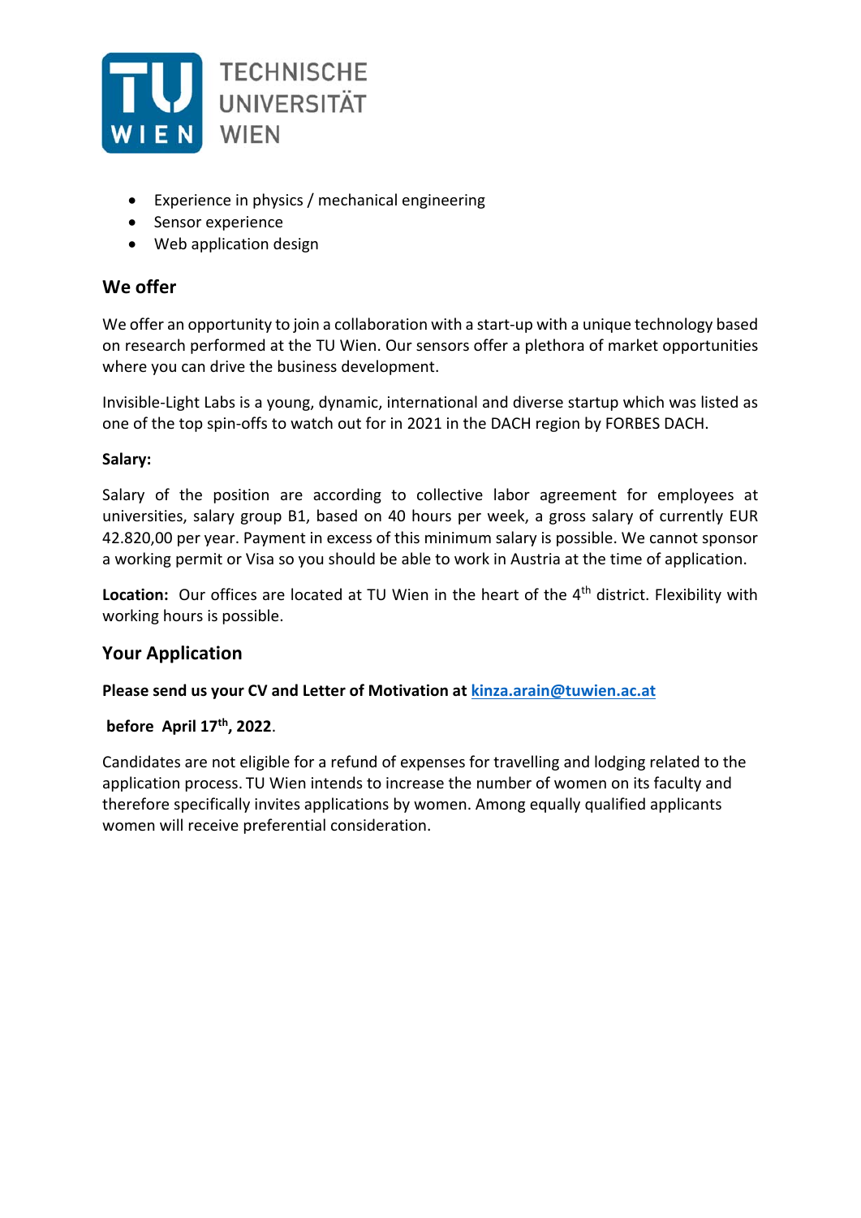- Experience in physics / mechanical engineering
- Sensor experience
- Web application design

## We offer

We offer an opportunity to join a collaboration with a start-up with a unique technology based on research performed at the TU Wien. Our sensors offer a plethora of market opportunities where you can drive the business development.

Invisible-Light Labs is a young, dynamic, international and diverse startup which was listed as one of the top spin-offs to watch out for in 2021 in the DACH region by FORBES DACH.

**Salary:**

Salary of the position are according to collective labor agreement for employees at universities, salary group B1, based on 40 hours per week, a gross salary of currently EUR 42.820,00 per year. Payment in excess of this minimum salary is possible. We cannot sponsor a working permit or Visa so you should be able to work in Austria at the time of application.

**Location:** Our offices are located at TU Wien in the heart of the 4th district. Flexibility with working hours is possible.

## Your Application

**Please send us your CV and Letter of Motivation at kinza.arain@tuwien.ac.at**

**before April 17th, 2022**.

Candidates are not eligible for a refund of expenses for travelling and lodging related to the application process. TU Wien intends to increase the number of women on its faculty and therefore specifically invites applications by women. Among equally qualified applicants women will receive preferential consideration.